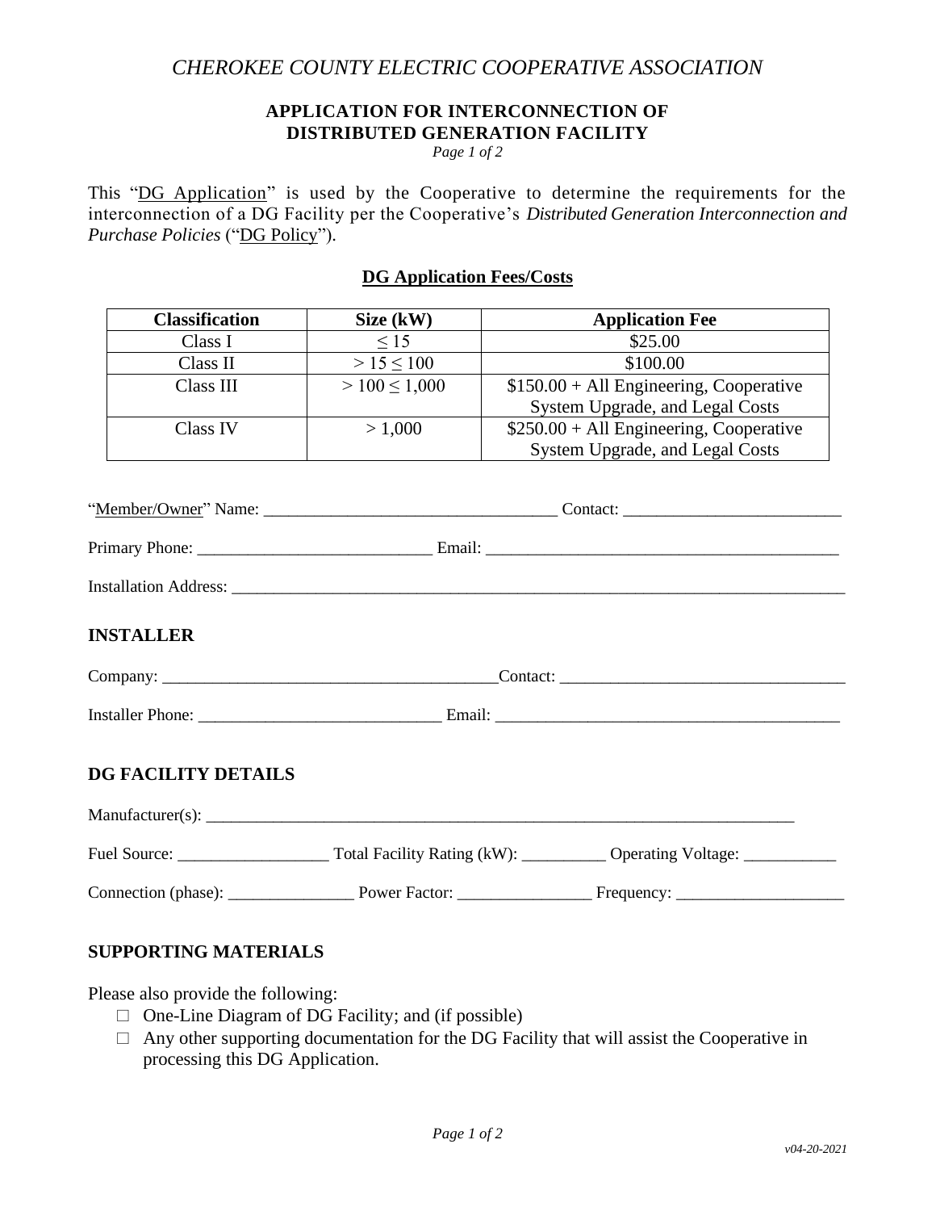*CHEROKEE COUNTY ELECTRIC COOPERATIVE ASSOCIATION*

# APPLICATION FOR INTERCONNECTION OF DISTRIBUTED GENERATION FACILITY

This "DG Application" is used by the Cooperative to determine the requirements for the interconnection of a DG Facility per the Cooperative's *Distributed Generation Interconnection and Purchase Policies* ("DG Policy").

## DG Application Fees/Costs

| Classification | Size (kW) | Application Fee |
|---|---|---|
| Class I | ≤ 15 | $25.00 |
| Class II | > 15 ≤ 100 | $100.00 |
| Class III | > 100 ≤ 1,000 | $150.00 + All Engineering, Cooperative System Upgrade, and Legal Costs |
| Class IV | > 1,000 | $250.00 + All Engineering, Cooperative System Upgrade, and Legal Costs |

"Member/Owner" Name: ___________________________________ Contact: __________________________

Primary Phone: ____________________________ Email: ___________________________________________

Installation Address: _____________________________________________________________________________

## INSTALLER

Company: ________________________________________Contact: __________________________________

Installer Phone: _____________________________ Email: __________________________________________

## DG FACILITY DETAILS

Manufacturer(s): __________________________________________________________________________

Fuel Source: __________________ Total Facility Rating (kW): __________ Operating Voltage: ___________

Connection (phase): _______________ Power Factor: ________________ Frequency: ____________________

## SUPPORTING MATERIALS

Please also provide the following:

- ☐ One-Line Diagram of DG Facility; and (if possible)
- ☐ Any other supporting documentation for the DG Facility that will assist the Cooperative in processing this DG Application.

*v04-20-2021*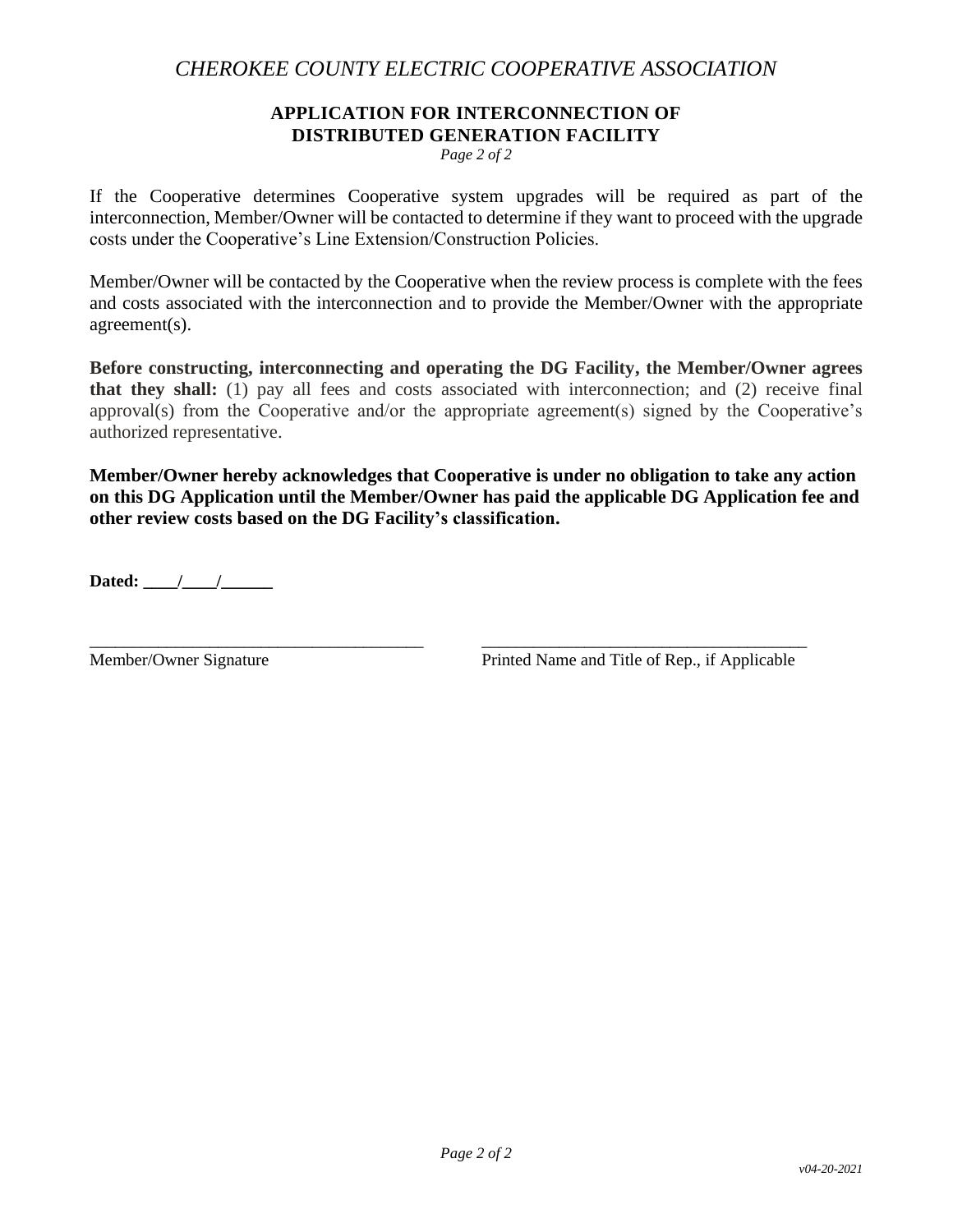*CHEROKEE COUNTY ELECTRIC COOPERATIVE ASSOCIATION*

**APPLICATION FOR INTERCONNECTION OF DISTRIBUTED GENERATION FACILITY**

If the Cooperative determines Cooperative system upgrades will be required as part of the interconnection, Member/Owner will be contacted to determine if they want to proceed with the upgrade costs under the Cooperative's Line Extension/Construction Policies.

Member/Owner will be contacted by the Cooperative when the review process is complete with the fees and costs associated with the interconnection and to provide the Member/Owner with the appropriate agreement(s).

**Before constructing, interconnecting and operating the DG Facility, the Member/Owner agrees that they shall:** (1) pay all fees and costs associated with interconnection; and (2) receive final approval(s) from the Cooperative and/or the appropriate agreement(s) signed by the Cooperative's authorized representative.

**Member/Owner hereby acknowledges that Cooperative is under no obligation to take any action on this DG Application until the Member/Owner has paid the applicable DG Application fee and other review costs based on the DG Facility's classification.**

**Dated: \_\_\_\_/\_\_\_\_/\_\_\_\_\_\_**

\_\_\_\_\_\_\_\_\_\_\_\_\_\_\_\_\_\_\_\_\_\_\_\_\_\_\_\_\_\_\_\_\_\_\_\_\_\_\_
Member/Owner Signature

\_\_\_\_\_\_\_\_\_\_\_\_\_\_\_\_\_\_\_\_\_\_\_\_\_\_\_\_\_\_\_\_\_\_\_\_\_\_\_
Printed Name and Title of Rep., if Applicable

*v04-20-2021*